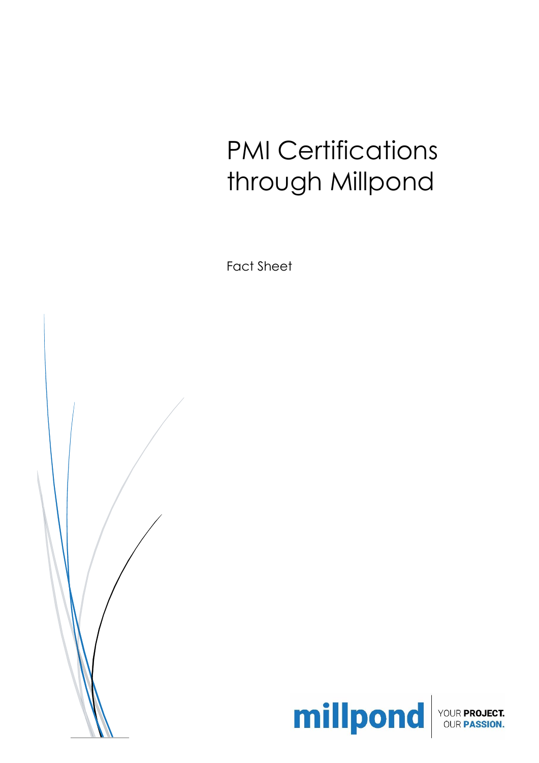# PMI Certifications through Millpond

Fact Sheet

millpond | YOUR **PROJECT.** OUR **PASSION.**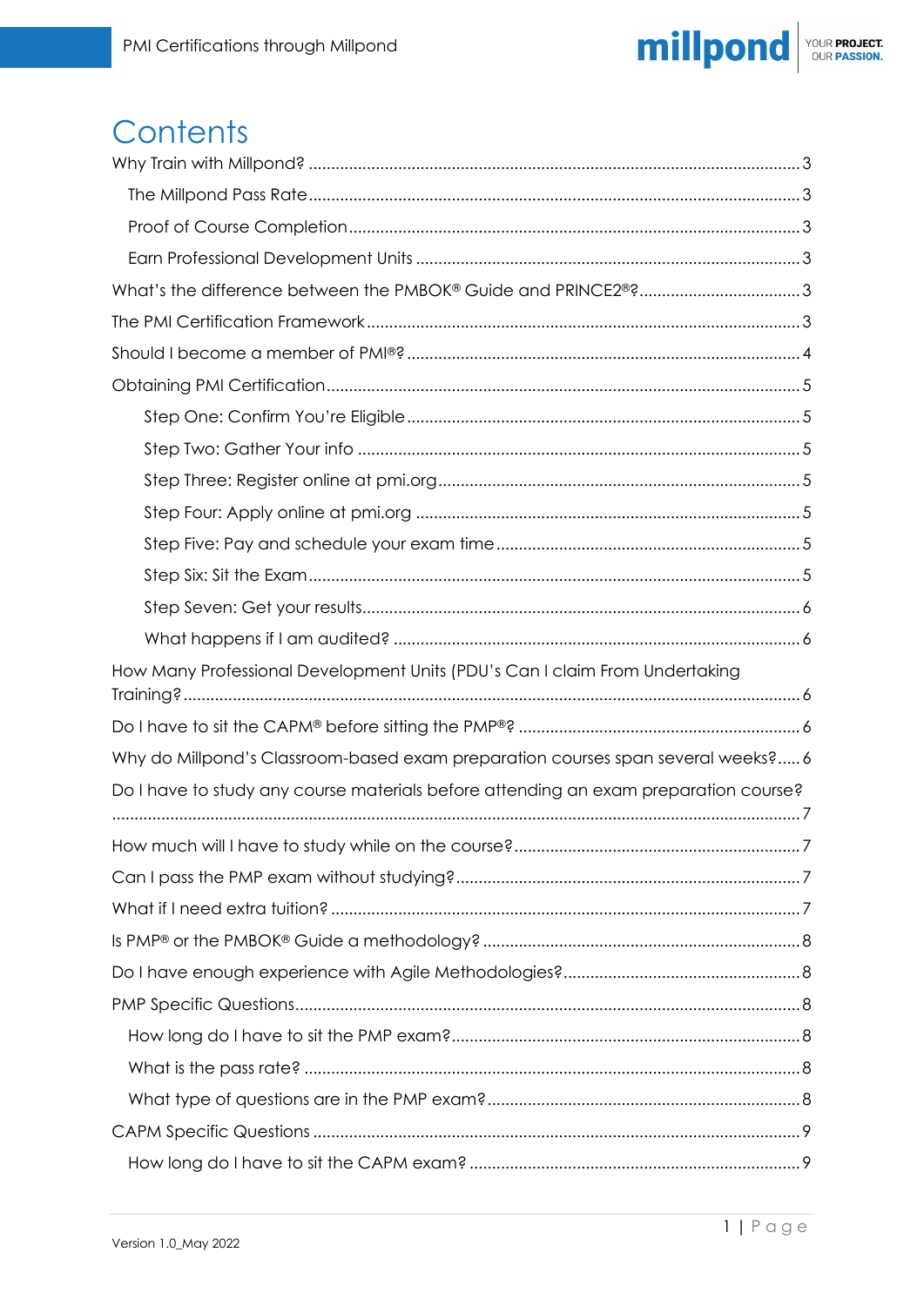# Contents

Why Train with Millpond? ............ 3

- The Millpond Pass Rate ............ 3
- Proof of Course Completion ............ 3
- Earn Professional Development Units ............ 3

What's the difference between the PMBOK® Guide and PRINCE2®? ............ 3

The PMI Certification Framework ............ 3

Should I become a member of PMI®? ............ 4

Obtaining PMI Certification ............ 5

- Step One: Confirm You're Eligible ............ 5
- Step Two: Gather Your info ............ 5
- Step Three: Register online at pmi.org ............ 5
- Step Four: Apply online at pmi.org ............ 5
- Step Five: Pay and schedule your exam time ............ 5
- Step Six: Sit the Exam ............ 5
- Step Seven: Get your results ............ 6
- What happens if I am audited? ............ 6

How Many Professional Development Units (PDU's Can I claim From Undertaking Training? ............ 6

Do I have to sit the CAPM® before sitting the PMP®? ............ 6

Why do Millpond's Classroom-based exam preparation courses span several weeks? ............ 6

Do I have to study any course materials before attending an exam preparation course? ............ 7

How much will I have to study while on the course? ............ 7

Can I pass the PMP exam without studying? ............ 7

What if I need extra tuition? ............ 7

Is PMP® or the PMBOK® Guide a methodology? ............ 8

Do I have enough experience with Agile Methodologies? ............ 8

PMP Specific Questions ............ 8

- How long do I have to sit the PMP exam? ............ 8
- What is the pass rate? ............ 8
- What type of questions are in the PMP exam? ............ 8

CAPM Specific Questions ............ 9

- How long do I have to sit the CAPM exam? ............ 9

Version 1.0_May 2022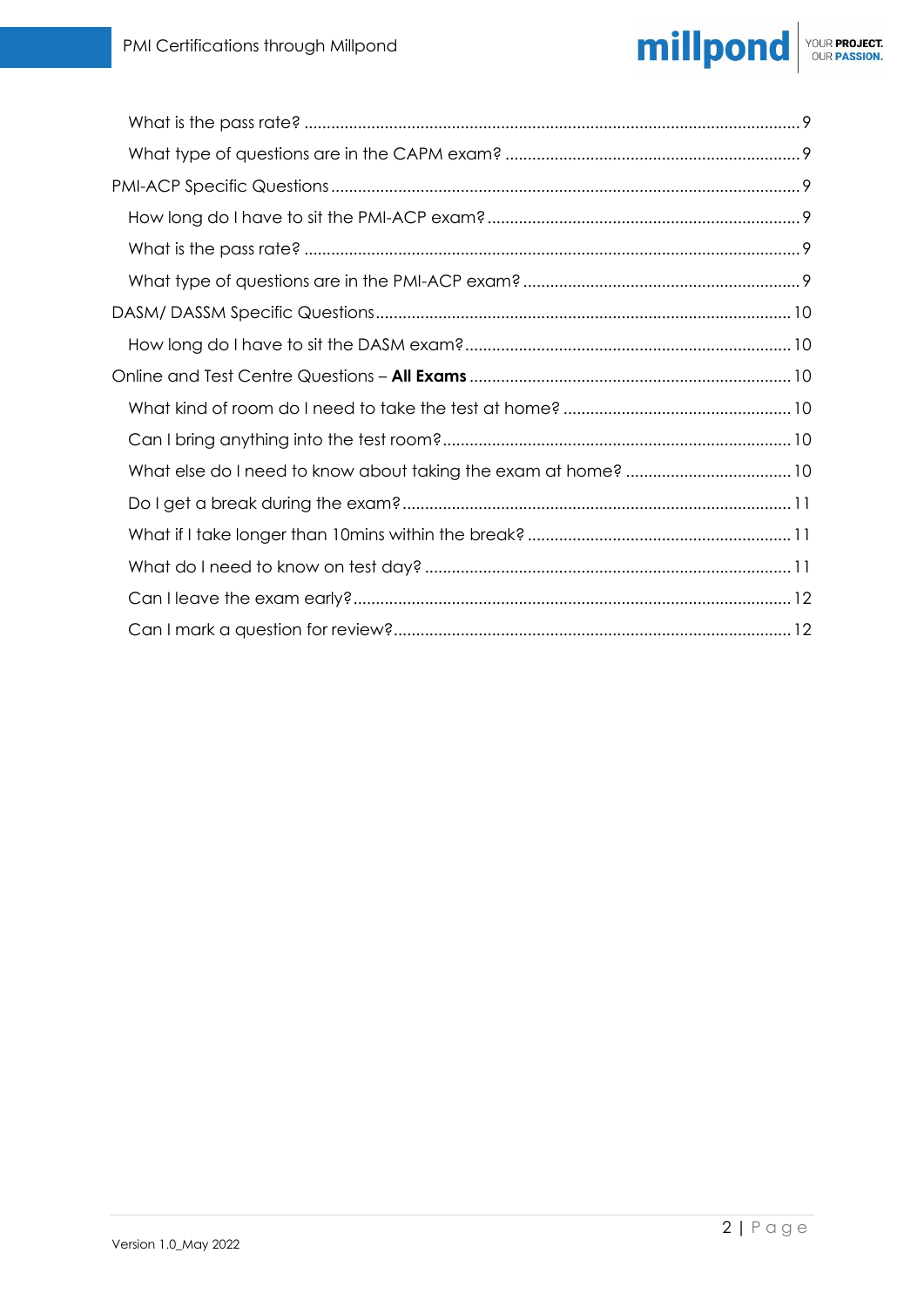- What is the pass rate? ..... 9
- What type of questions are in the CAPM exam? ..... 9

PMI-ACP Specific Questions ..... 9

- How long do I have to sit the PMI-ACP exam? ..... 9
- What is the pass rate? ..... 9
- What type of questions are in the PMI-ACP exam? ..... 9

DASM/ DASSM Specific Questions ..... 10

- How long do I have to sit the DASM exam? ..... 10

Online and Test Centre Questions – **All Exams** ..... 10

- What kind of room do I need to take the test at home? ..... 10
- Can I bring anything into the test room? ..... 10
- What else do I need to know about taking the exam at home? ..... 10
- Do I get a break during the exam? ..... 11
- What if I take longer than 10mins within the break? ..... 11
- What do I need to know on test day? ..... 11
- Can I leave the exam early? ..... 12
- Can I mark a question for review? ..... 12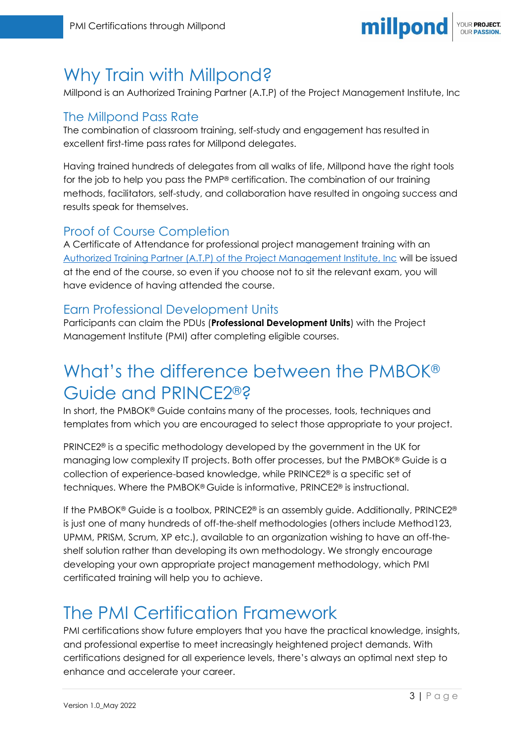# Why Train with Millpond?

Millpond is an Authorized Training Partner (A.T.P) of the Project Management Institute, Inc

## The Millpond Pass Rate

The combination of classroom training, self-study and engagement has resulted in excellent first-time pass rates for Millpond delegates.

Having trained hundreds of delegates from all walks of life, Millpond have the right tools for the job to help you pass the PMP® certification. The combination of our training methods, facilitators, self-study, and collaboration have resulted in ongoing success and results speak for themselves.

## Proof of Course Completion

A Certificate of Attendance for professional project management training with an Authorized Training Partner (A.T.P) of the Project Management Institute, Inc will be issued at the end of the course, so even if you choose not to sit the relevant exam, you will have evidence of having attended the course.

## Earn Professional Development Units

Participants can claim the PDUs (**Professional Development Units**) with the Project Management Institute (PMI) after completing eligible courses.

# What's the difference between the PMBOK® Guide and PRINCE2®?

In short, the PMBOK® Guide contains many of the processes, tools, techniques and templates from which you are encouraged to select those appropriate to your project.

PRINCE2® is a specific methodology developed by the government in the UK for managing low complexity IT projects. Both offer processes, but the PMBOK® Guide is a collection of experience-based knowledge, while PRINCE2® is a specific set of techniques. Where the PMBOK® Guide is informative, PRINCE2® is instructional.

If the PMBOK® Guide is a toolbox, PRINCE2® is an assembly guide. Additionally, PRINCE2® is just one of many hundreds of off-the-shelf methodologies (others include Method123, UPMM, PRISM, Scrum, XP etc.), available to an organization wishing to have an off-the-shelf solution rather than developing its own methodology. We strongly encourage developing your own appropriate project management methodology, which PMI certificated training will help you to achieve.

# The PMI Certification Framework

PMI certifications show future employers that you have the practical knowledge, insights, and professional expertise to meet increasingly heightened project demands. With certifications designed for all experience levels, there's always an optimal next step to enhance and accelerate your career.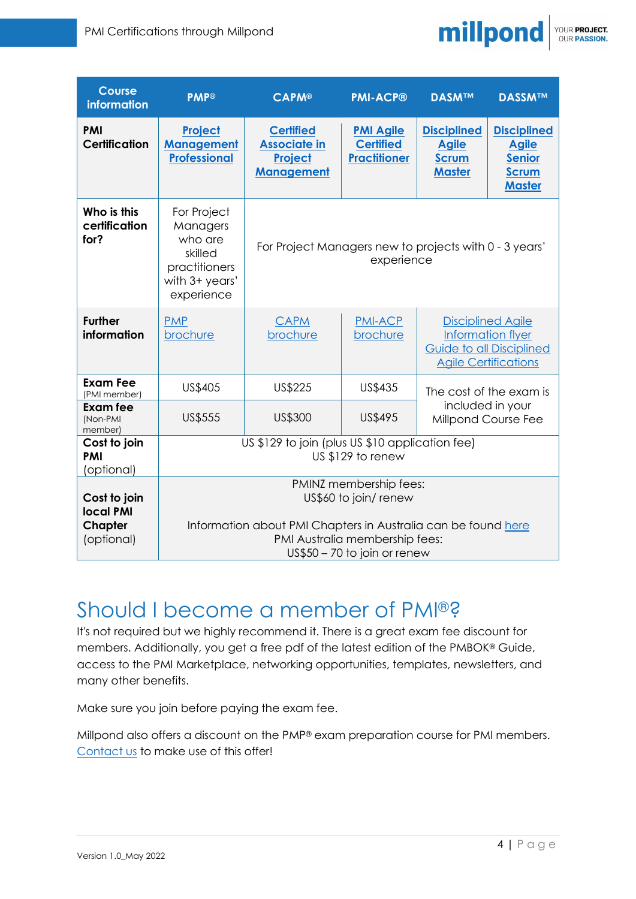| Course information | PMP® | CAPM® | PMI-ACP® | DASM™ | DASSM™ |
|---|---|---|---|---|---|
| **PMI Certification** | **Project Management Professional** | **Certified Associate in Project Management** | **PMI Agile Certified Practitioner** | **Disciplined Agile Scrum Master** | **Disciplined Agile Senior Scrum Master** |
| **Who is this certification for?** | For Project Managers who are skilled practitioners with 3+ years' experience | For Project Managers new to projects with 0 - 3 years' experience | | | |
| **Further information** | PMP brochure | CAPM brochure | PMI-ACP brochure | Disciplined Agile Information flyer Guide to all Disciplined Agile Certifications | |
| **Exam Fee** (PMI member) | US$405 | US$225 | US$435 | The cost of the exam is included in your Millpond Course Fee | |
| **Exam fee** (Non-PMI member) | US$555 | US$300 | US$495 | | |
| **Cost to join PMI** (optional) | US $129 to join (plus US $10 application fee) US $129 to renew | | | | |
| **Cost to join local PMI Chapter** (optional) | PMINZ membership fees: US$60 to join/ renew<br><br>Information about PMI Chapters in Australia can be found here<br>PMI Australia membership fees:<br>US$50 – 70 to join or renew | | | | |

# Should I become a member of PMI®?

It's not required but we highly recommend it. There is a great exam fee discount for members. Additionally, you get a free pdf of the latest edition of the PMBOK® Guide, access to the PMI Marketplace, networking opportunities, templates, newsletters, and many other benefits.

Make sure you join before paying the exam fee.

Millpond also offers a discount on the PMP® exam preparation course for PMI members. Contact us to make use of this offer!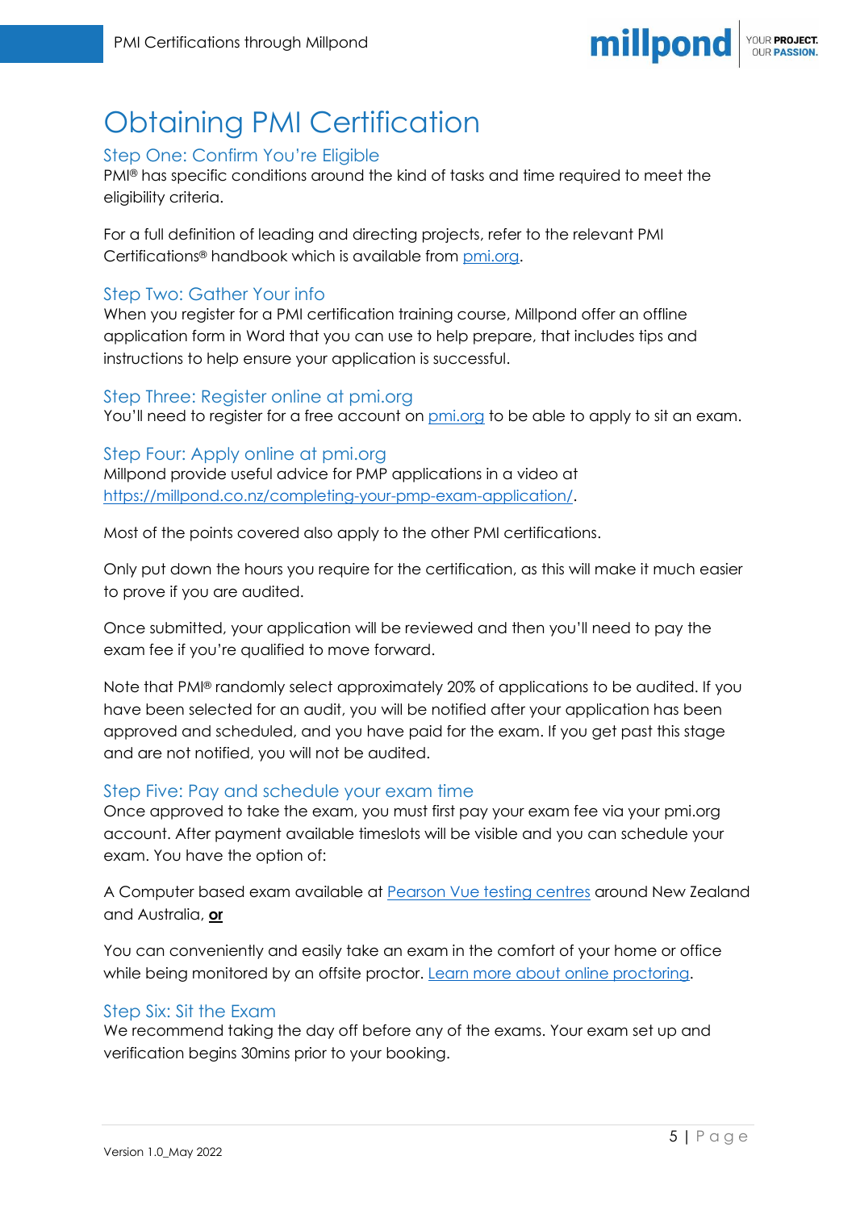# Obtaining PMI Certification

## Step One: Confirm You're Eligible

PMI® has specific conditions around the kind of tasks and time required to meet the eligibility criteria.

For a full definition of leading and directing projects, refer to the relevant PMI Certifications® handbook which is available from [pmi.org](pmi.org).

## Step Two: Gather Your info

When you register for a PMI certification training course, Millpond offer an offline application form in Word that you can use to help prepare, that includes tips and instructions to help ensure your application is successful.

## Step Three: Register online at pmi.org

You'll need to register for a free account on [pmi.org](pmi.org) to be able to apply to sit an exam.

## Step Four: Apply online at pmi.org

Millpond provide useful advice for PMP applications in a video at [https://millpond.co.nz/completing-your-pmp-exam-application/](https://millpond.co.nz/completing-your-pmp-exam-application/).

Most of the points covered also apply to the other PMI certifications.

Only put down the hours you require for the certification, as this will make it much easier to prove if you are audited.

Once submitted, your application will be reviewed and then you'll need to pay the exam fee if you're qualified to move forward.

Note that PMI® randomly select approximately 20% of applications to be audited. If you have been selected for an audit, you will be notified after your application has been approved and scheduled, and you have paid for the exam. If you get past this stage and are not notified, you will not be audited.

## Step Five: Pay and schedule your exam time

Once approved to take the exam, you must first pay your exam fee via your pmi.org account. After payment available timeslots will be visible and you can schedule your exam. You have the option of:

A Computer based exam available at Pearson Vue testing centres around New Zealand and Australia, **or**

You can conveniently and easily take an exam in the comfort of your home or office while being monitored by an offsite proctor. Learn more about online proctoring.

## Step Six: Sit the Exam

We recommend taking the day off before any of the exams. Your exam set up and verification begins 30mins prior to your booking.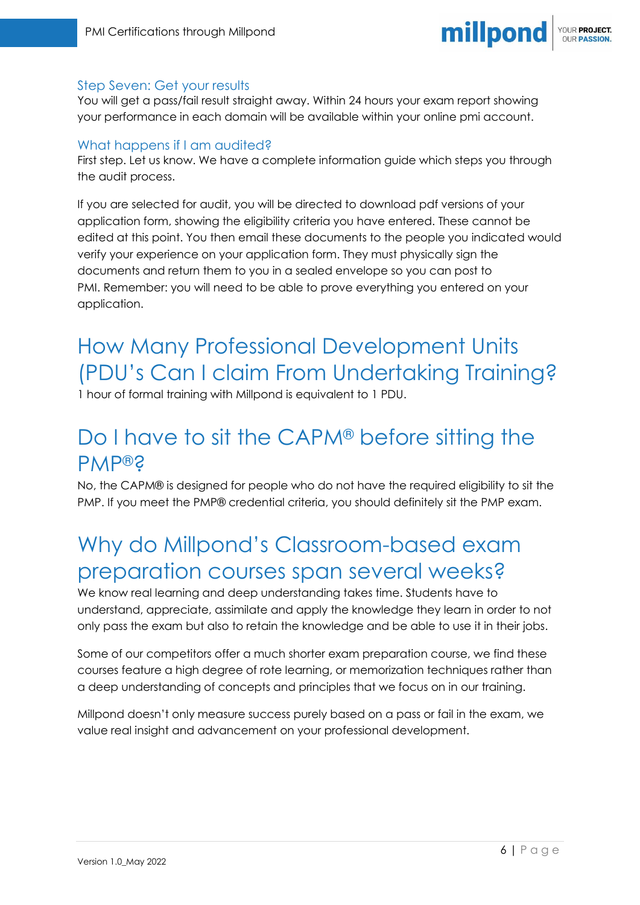### Step Seven: Get your results

You will get a pass/fail result straight away. Within 24 hours your exam report showing your performance in each domain will be available within your online pmi account.

### What happens if I am audited?

First step. Let us know. We have a complete information guide which steps you through the audit process.

If you are selected for audit, you will be directed to download pdf versions of your application form, showing the eligibility criteria you have entered. These cannot be edited at this point. You then email these documents to the people you indicated would verify your experience on your application form. They must physically sign the documents and return them to you in a sealed envelope so you can post to PMI. Remember: you will need to be able to prove everything you entered on your application.

## How Many Professional Development Units (PDU's Can I claim From Undertaking Training?

1 hour of formal training with Millpond is equivalent to 1 PDU.

## Do I have to sit the CAPM® before sitting the PMP®?

No, the CAPM® is designed for people who do not have the required eligibility to sit the PMP. If you meet the PMP® credential criteria, you should definitely sit the PMP exam.

## Why do Millpond's Classroom-based exam preparation courses span several weeks?

We know real learning and deep understanding takes time. Students have to understand, appreciate, assimilate and apply the knowledge they learn in order to not only pass the exam but also to retain the knowledge and be able to use it in their jobs.

Some of our competitors offer a much shorter exam preparation course, we find these courses feature a high degree of rote learning, or memorization techniques rather than a deep understanding of concepts and principles that we focus on in our training.

Millpond doesn't only measure success purely based on a pass or fail in the exam, we value real insight and advancement on your professional development.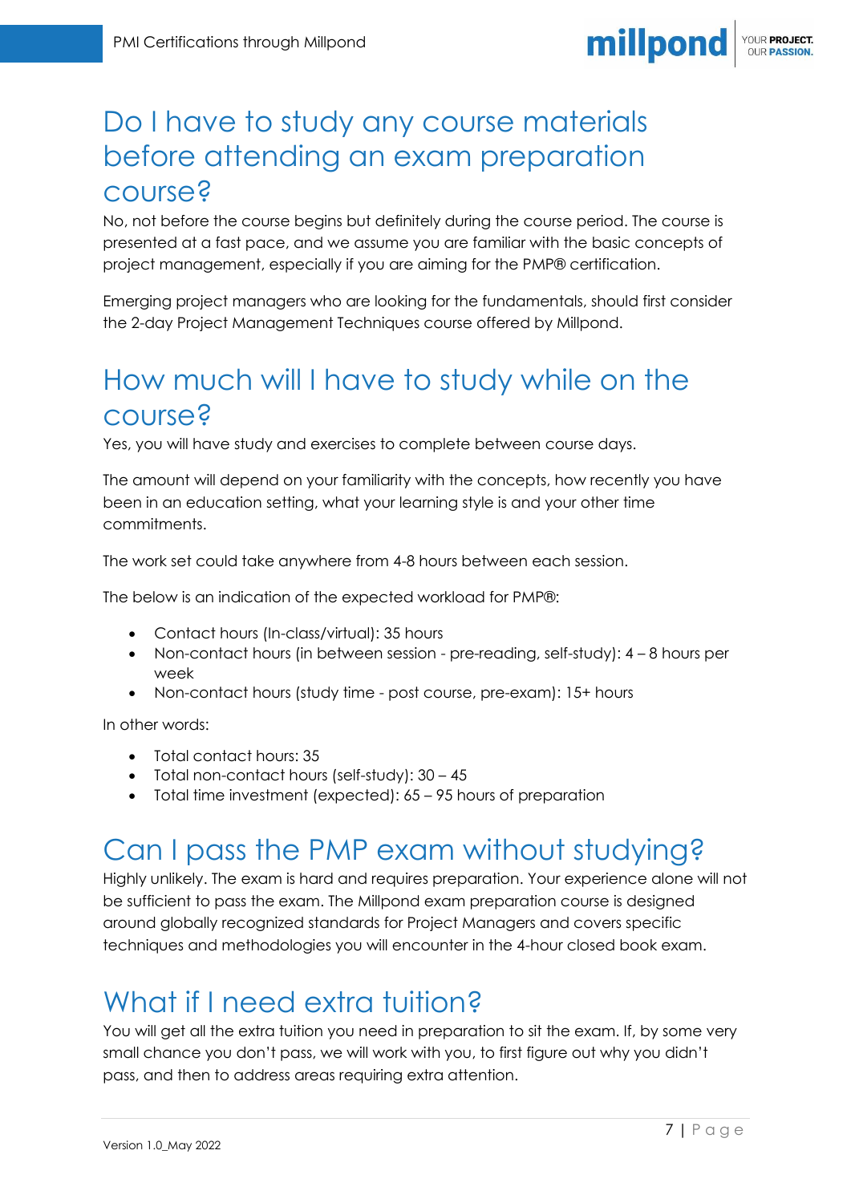## Do I have to study any course materials before attending an exam preparation course?

No, not before the course begins but definitely during the course period. The course is presented at a fast pace, and we assume you are familiar with the basic concepts of project management, especially if you are aiming for the PMP® certification.

Emerging project managers who are looking for the fundamentals, should first consider the 2-day Project Management Techniques course offered by Millpond.

## How much will I have to study while on the course?

Yes, you will have study and exercises to complete between course days.

The amount will depend on your familiarity with the concepts, how recently you have been in an education setting, what your learning style is and your other time commitments.

The work set could take anywhere from 4-8 hours between each session.

The below is an indication of the expected workload for PMP®:

- Contact hours (In-class/virtual): 35 hours
- Non-contact hours (in between session - pre-reading, self-study): 4 – 8 hours per week
- Non-contact hours (study time - post course, pre-exam): 15+ hours

In other words:

- Total contact hours: 35
- Total non-contact hours (self-study): 30 – 45
- Total time investment (expected): 65 – 95 hours of preparation

## Can I pass the PMP exam without studying?

Highly unlikely. The exam is hard and requires preparation. Your experience alone will not be sufficient to pass the exam. The Millpond exam preparation course is designed around globally recognized standards for Project Managers and covers specific techniques and methodologies you will encounter in the 4-hour closed book exam.

## What if I need extra tuition?

You will get all the extra tuition you need in preparation to sit the exam. If, by some very small chance you don't pass, we will work with you, to first figure out why you didn't pass, and then to address areas requiring extra attention.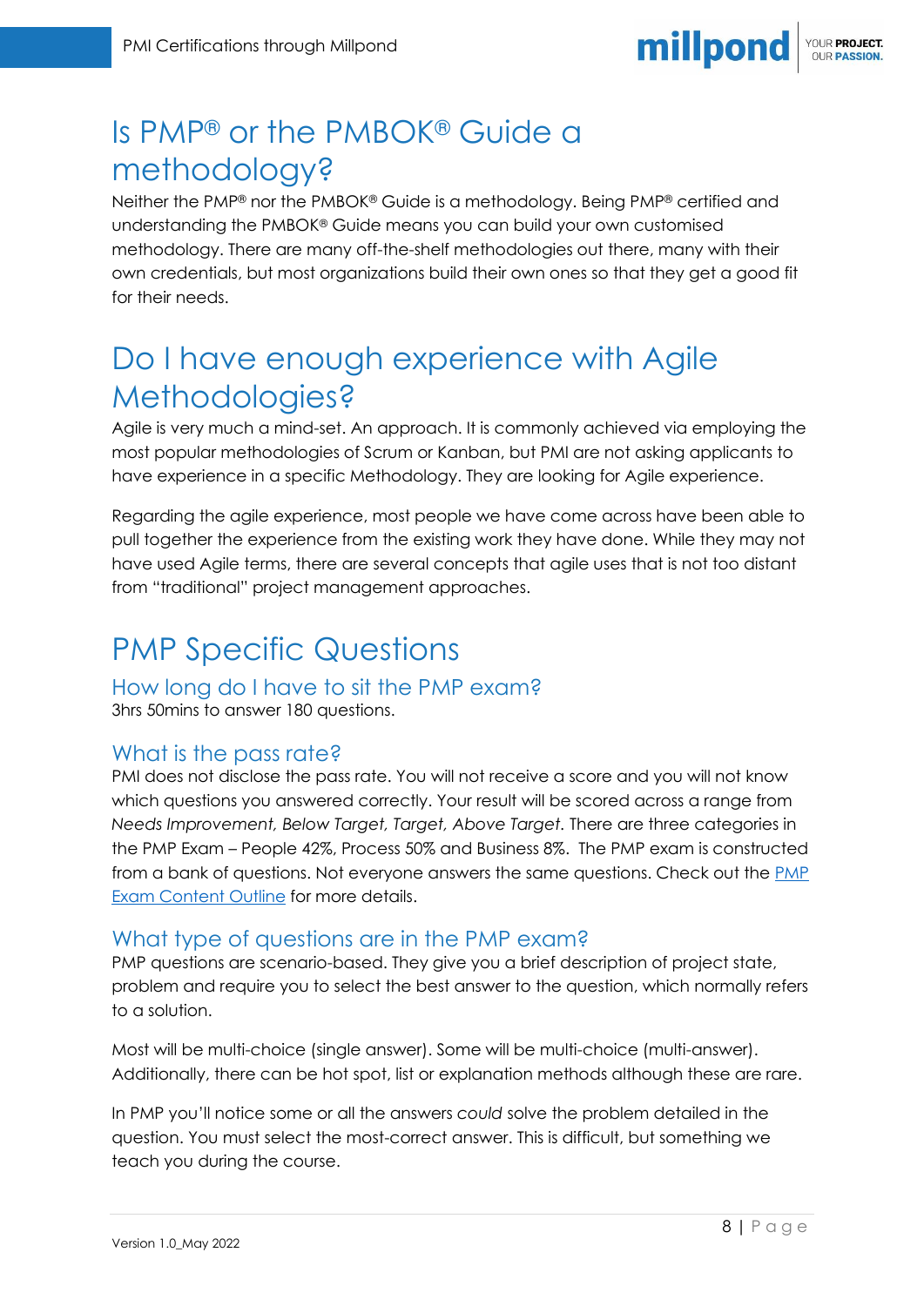# Is PMP® or the PMBOK® Guide a methodology?

Neither the PMP® nor the PMBOK® Guide is a methodology. Being PMP® certified and understanding the PMBOK® Guide means you can build your own customised methodology. There are many off-the-shelf methodologies out there, many with their own credentials, but most organizations build their own ones so that they get a good fit for their needs.

# Do I have enough experience with Agile Methodologies?

Agile is very much a mind-set. An approach. It is commonly achieved via employing the most popular methodologies of Scrum or Kanban, but PMI are not asking applicants to have experience in a specific Methodology. They are looking for Agile experience.

Regarding the agile experience, most people we have come across have been able to pull together the experience from the existing work they have done. While they may not have used Agile terms, there are several concepts that agile uses that is not too distant from "traditional" project management approaches.

# PMP Specific Questions

## How long do I have to sit the PMP exam?

3hrs 50mins to answer 180 questions.

## What is the pass rate?

PMI does not disclose the pass rate. You will not receive a score and you will not know which questions you answered correctly. Your result will be scored across a range from *Needs Improvement, Below Target, Target, Above Target*. There are three categories in the PMP Exam – People 42%, Process 50% and Business 8%. The PMP exam is constructed from a bank of questions. Not everyone answers the same questions. Check out the PMP Exam Content Outline for more details.

## What type of questions are in the PMP exam?

PMP questions are scenario-based. They give you a brief description of project state, problem and require you to select the best answer to the question, which normally refers to a solution.

Most will be multi-choice (single answer). Some will be multi-choice (multi-answer). Additionally, there can be hot spot, list or explanation methods although these are rare.

In PMP you'll notice some or all the answers *could* solve the problem detailed in the question. You must select the most-correct answer. This is difficult, but something we teach you during the course.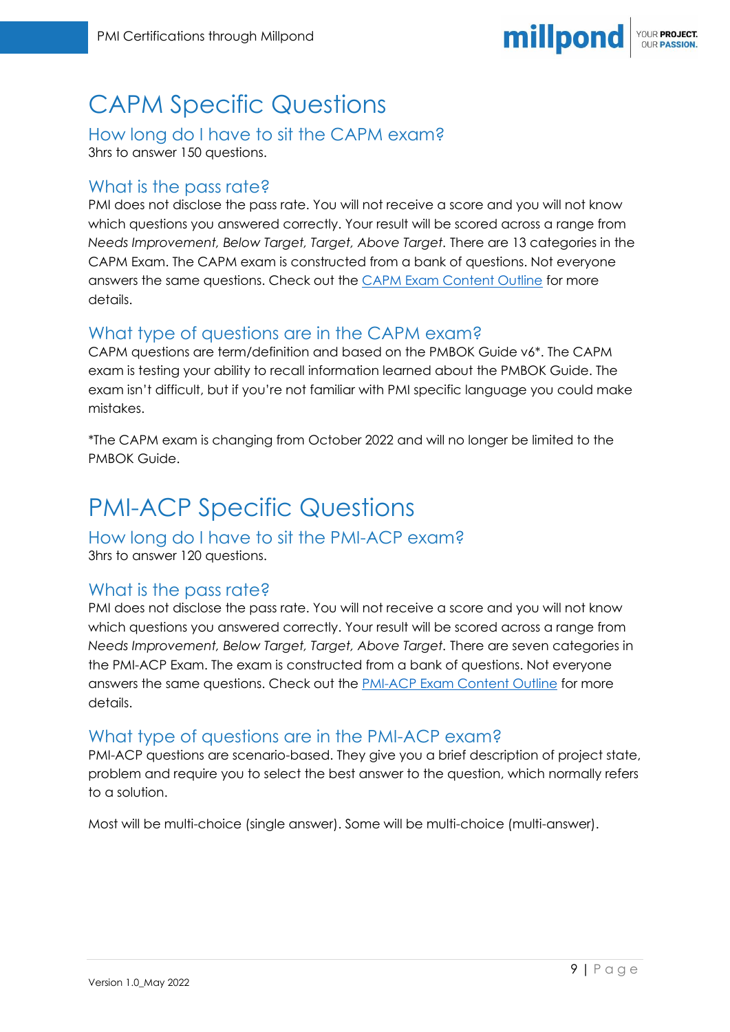# CAPM Specific Questions

## How long do I have to sit the CAPM exam?

3hrs to answer 150 questions.

## What is the pass rate?

PMI does not disclose the pass rate. You will not receive a score and you will not know which questions you answered correctly. Your result will be scored across a range from *Needs Improvement, Below Target, Target, Above Target*. There are 13 categories in the CAPM Exam. The CAPM exam is constructed from a bank of questions. Not everyone answers the same questions. Check out the [CAPM Exam Content Outline]() for more details.

## What type of questions are in the CAPM exam?

CAPM questions are term/definition and based on the PMBOK Guide v6*. The CAPM exam is testing your ability to recall information learned about the PMBOK Guide. The exam isn't difficult, but if you're not familiar with PMI specific language you could make mistakes.

*The CAPM exam is changing from October 2022 and will no longer be limited to the PMBOK Guide.

# PMI-ACP Specific Questions

## How long do I have to sit the PMI-ACP exam?

3hrs to answer 120 questions.

## What is the pass rate?

PMI does not disclose the pass rate. You will not receive a score and you will not know which questions you answered correctly. Your result will be scored across a range from *Needs Improvement, Below Target, Target, Above Target*. There are seven categories in the PMI-ACP Exam. The exam is constructed from a bank of questions. Not everyone answers the same questions. Check out the [PMI-ACP Exam Content Outline]() for more details.

## What type of questions are in the PMI-ACP exam?

PMI-ACP questions are scenario-based. They give you a brief description of project state, problem and require you to select the best answer to the question, which normally refers to a solution.

Most will be multi-choice (single answer). Some will be multi-choice (multi-answer).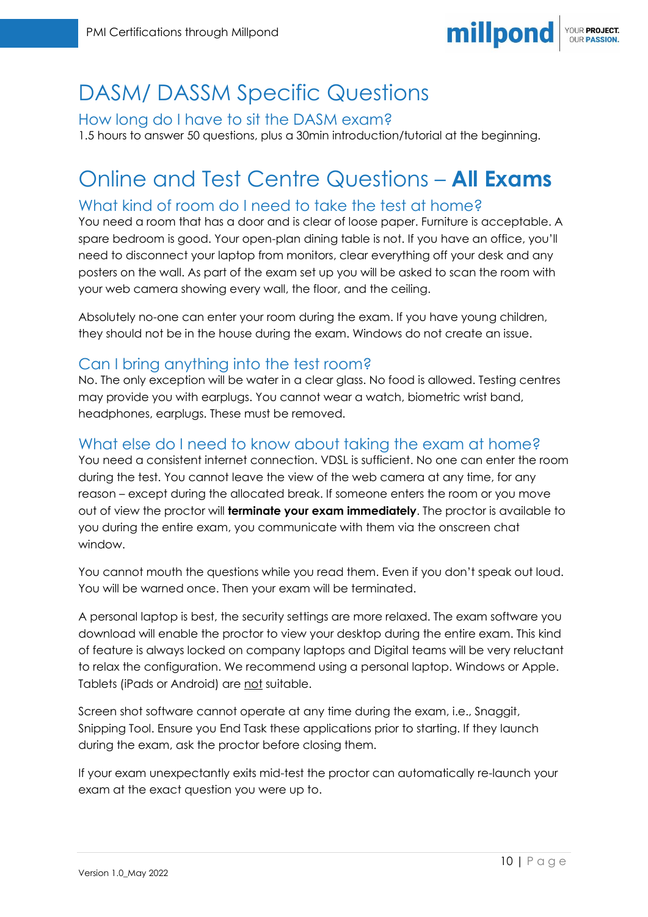# DASM/ DASSM Specific Questions

## How long do I have to sit the DASM exam?

1.5 hours to answer 50 questions, plus a 30min introduction/tutorial at the beginning.

# Online and Test Centre Questions – **All Exams**

## What kind of room do I need to take the test at home?

You need a room that has a door and is clear of loose paper. Furniture is acceptable. A spare bedroom is good. Your open-plan dining table is not. If you have an office, you'll need to disconnect your laptop from monitors, clear everything off your desk and any posters on the wall. As part of the exam set up you will be asked to scan the room with your web camera showing every wall, the floor, and the ceiling.

Absolutely no-one can enter your room during the exam. If you have young children, they should not be in the house during the exam. Windows do not create an issue.

## Can I bring anything into the test room?

No. The only exception will be water in a clear glass. No food is allowed. Testing centres may provide you with earplugs. You cannot wear a watch, biometric wrist band, headphones, earplugs. These must be removed.

## What else do I need to know about taking the exam at home?

You need a consistent internet connection. VDSL is sufficient. No one can enter the room during the test. You cannot leave the view of the web camera at any time, for any reason – except during the allocated break. If someone enters the room or you move out of view the proctor will **terminate your exam immediately**. The proctor is available to you during the entire exam, you communicate with them via the onscreen chat window.

You cannot mouth the questions while you read them. Even if you don't speak out loud. You will be warned once. Then your exam will be terminated.

A personal laptop is best, the security settings are more relaxed. The exam software you download will enable the proctor to view your desktop during the entire exam. This kind of feature is always locked on company laptops and Digital teams will be very reluctant to relax the configuration. We recommend using a personal laptop. Windows or Apple. Tablets (iPads or Android) are <u>not</u> suitable.

Screen shot software cannot operate at any time during the exam, i.e., Snaggit, Snipping Tool. Ensure you End Task these applications prior to starting. If they launch during the exam, ask the proctor before closing them.

If your exam unexpectantly exits mid-test the proctor can automatically re-launch your exam at the exact question you were up to.

Version 1.0_May 2022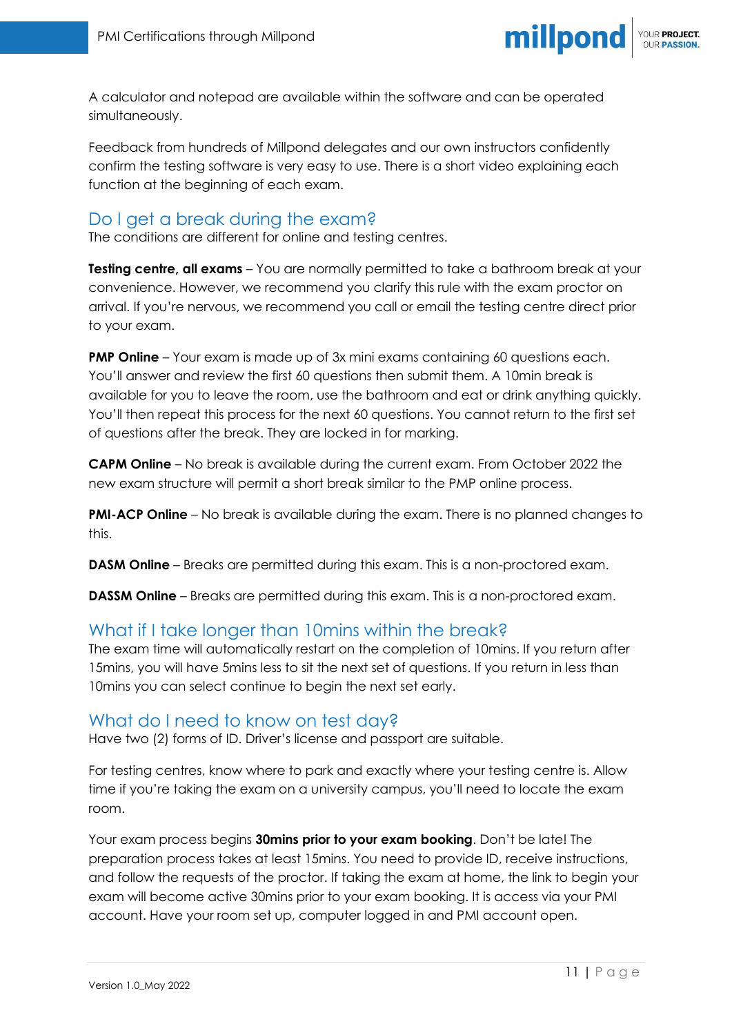A calculator and notepad are available within the software and can be operated simultaneously.

Feedback from hundreds of Millpond delegates and our own instructors confidently confirm the testing software is very easy to use. There is a short video explaining each function at the beginning of each exam.

## Do I get a break during the exam?

The conditions are different for online and testing centres.

**Testing centre, all exams** – You are normally permitted to take a bathroom break at your convenience. However, we recommend you clarify this rule with the exam proctor on arrival. If you're nervous, we recommend you call or email the testing centre direct prior to your exam.

**PMP Online** – Your exam is made up of 3x mini exams containing 60 questions each. You'll answer and review the first 60 questions then submit them. A 10min break is available for you to leave the room, use the bathroom and eat or drink anything quickly. You'll then repeat this process for the next 60 questions. You cannot return to the first set of questions after the break. They are locked in for marking.

**CAPM Online** – No break is available during the current exam. From October 2022 the new exam structure will permit a short break similar to the PMP online process.

**PMI-ACP Online** – No break is available during the exam. There is no planned changes to this.

**DASM Online** – Breaks are permitted during this exam. This is a non-proctored exam.

**DASSM Online** – Breaks are permitted during this exam. This is a non-proctored exam.

## What if I take longer than 10mins within the break?

The exam time will automatically restart on the completion of 10mins. If you return after 15mins, you will have 5mins less to sit the next set of questions. If you return in less than 10mins you can select continue to begin the next set early.

## What do I need to know on test day?

Have two (2) forms of ID. Driver's license and passport are suitable.

For testing centres, know where to park and exactly where your testing centre is. Allow time if you're taking the exam on a university campus, you'll need to locate the exam room.

Your exam process begins **30mins prior to your exam booking**. Don't be late! The preparation process takes at least 15mins. You need to provide ID, receive instructions, and follow the requests of the proctor. If taking the exam at home, the link to begin your exam will become active 30mins prior to your exam booking. It is access via your PMI account. Have your room set up, computer logged in and PMI account open.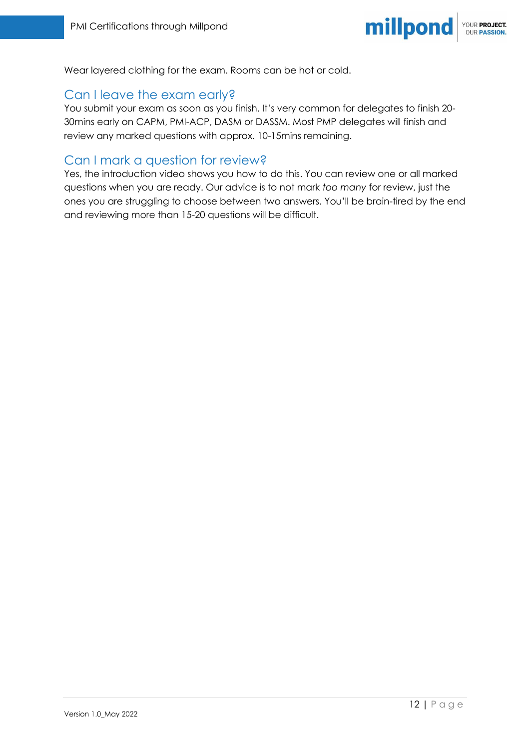Wear layered clothing for the exam. Rooms can be hot or cold.

## Can I leave the exam early?

You submit your exam as soon as you finish. It's very common for delegates to finish 20-30mins early on CAPM, PMI-ACP, DASM or DASSM. Most PMP delegates will finish and review any marked questions with approx. 10-15mins remaining.

## Can I mark a question for review?

Yes, the introduction video shows you how to do this. You can review one or all marked questions when you are ready. Our advice is to not mark *too many* for review, just the ones you are struggling to choose between two answers. You'll be brain-tired by the end and reviewing more than 15-20 questions will be difficult.